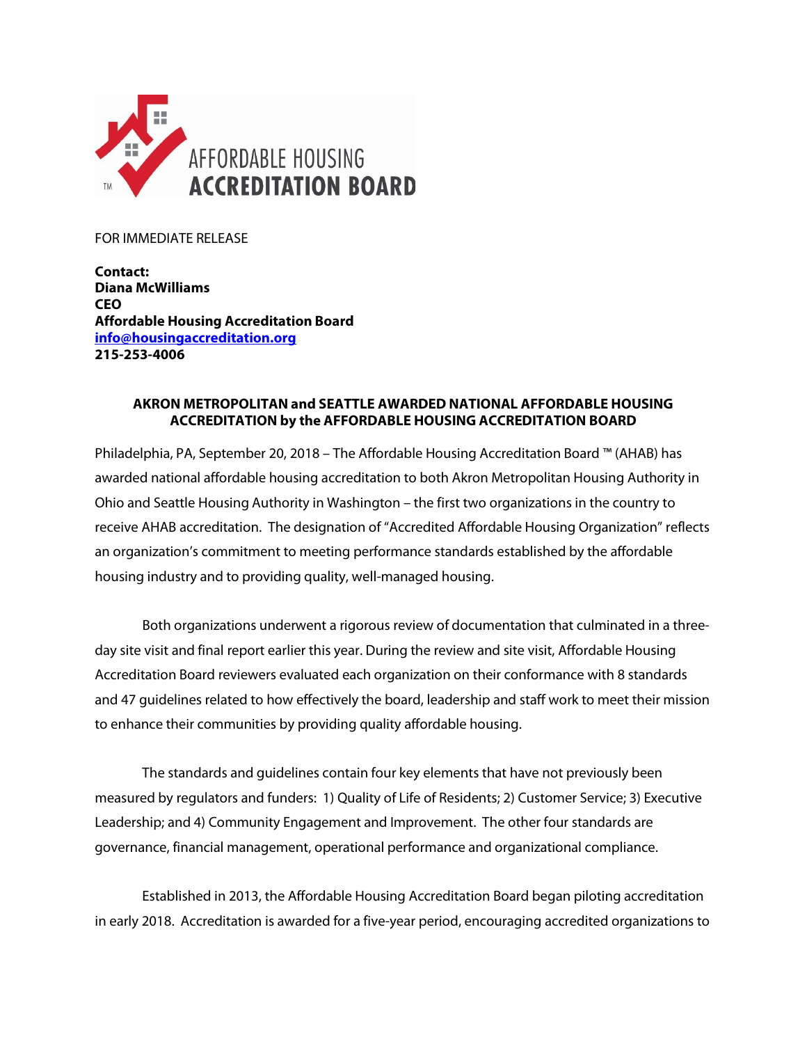AFFORDABLE HOUSING
ACCREDITATION BOARD

FOR IMMEDIATE RELEASE

**Contact:**
**Diana McWilliams**
**CEO**
**Affordable Housing Accreditation Board**
**info@housingaccreditation.org**
**215-253-4006**

## AKRON METROPOLITAN and SEATTLE AWARDED NATIONAL AFFORDABLE HOUSING ACCREDITATION by the AFFORDABLE HOUSING ACCREDITATION BOARD

Philadelphia, PA, September 20, 2018 – The Affordable Housing Accreditation Board ™ (AHAB) has awarded national affordable housing accreditation to both Akron Metropolitan Housing Authority in Ohio and Seattle Housing Authority in Washington – the first two organizations in the country to receive AHAB accreditation. The designation of "Accredited Affordable Housing Organization" reflects an organization's commitment to meeting performance standards established by the affordable housing industry and to providing quality, well-managed housing.

Both organizations underwent a rigorous review of documentation that culminated in a three-day site visit and final report earlier this year. During the review and site visit, Affordable Housing Accreditation Board reviewers evaluated each organization on their conformance with 8 standards and 47 guidelines related to how effectively the board, leadership and staff work to meet their mission to enhance their communities by providing quality affordable housing.

The standards and guidelines contain four key elements that have not previously been measured by regulators and funders: 1) Quality of Life of Residents; 2) Customer Service; 3) Executive Leadership; and 4) Community Engagement and Improvement. The other four standards are governance, financial management, operational performance and organizational compliance.

Established in 2013, the Affordable Housing Accreditation Board began piloting accreditation in early 2018. Accreditation is awarded for a five-year period, encouraging accredited organizations to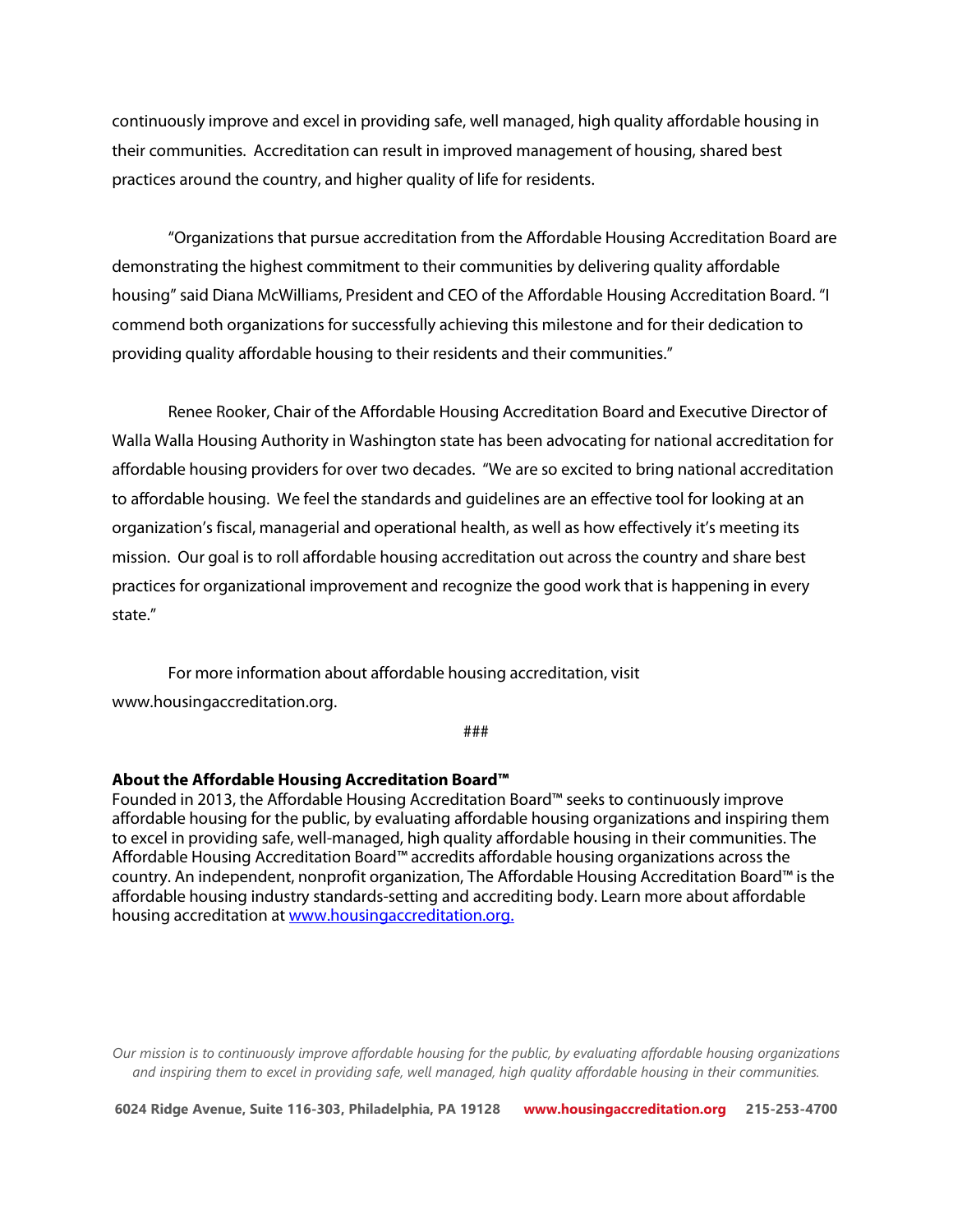continuously improve and excel in providing safe, well managed, high quality affordable housing in their communities. Accreditation can result in improved management of housing, shared best practices around the country, and higher quality of life for residents.

"Organizations that pursue accreditation from the Affordable Housing Accreditation Board are demonstrating the highest commitment to their communities by delivering quality affordable housing" said Diana McWilliams, President and CEO of the Affordable Housing Accreditation Board. "I commend both organizations for successfully achieving this milestone and for their dedication to providing quality affordable housing to their residents and their communities."

Renee Rooker, Chair of the Affordable Housing Accreditation Board and Executive Director of Walla Walla Housing Authority in Washington state has been advocating for national accreditation for affordable housing providers for over two decades. "We are so excited to bring national accreditation to affordable housing. We feel the standards and guidelines are an effective tool for looking at an organization's fiscal, managerial and operational health, as well as how effectively it's meeting its mission. Our goal is to roll affordable housing accreditation out across the country and share best practices for organizational improvement and recognize the good work that is happening in every state."

For more information about affordable housing accreditation, visit www.housingaccreditation.org.

###

**About the Affordable Housing Accreditation Board™**

Founded in 2013, the Affordable Housing Accreditation Board™ seeks to continuously improve affordable housing for the public, by evaluating affordable housing organizations and inspiring them to excel in providing safe, well-managed, high quality affordable housing in their communities. The Affordable Housing Accreditation Board™ accredits affordable housing organizations across the country. An independent, nonprofit organization, The Affordable Housing Accreditation Board™ is the affordable housing industry standards-setting and accrediting body. Learn more about affordable housing accreditation at www.housingaccreditation.org.

*Our mission is to continuously improve affordable housing for the public, by evaluating affordable housing organizations and inspiring them to excel in providing safe, well managed, high quality affordable housing in their communities.*

**6024 Ridge Avenue, Suite 116-303, Philadelphia, PA 19128 www.housingaccreditation.org 215-253-4700**